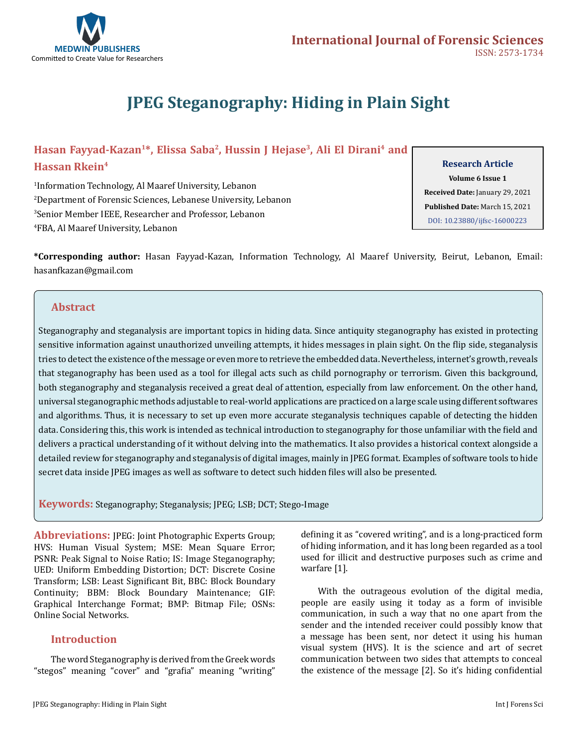# JPEG Steganography: Hiding in Plain Sight

**Hasan Fayyad-Kazan[1]*, Elissa Saba[2], Hussin J Hejase[3], Ali El Dirani[4] and Hassan Rkein[4]**

[1]Information Technology, Al Maaref University, Lebanon

[2]Department of Forensic Sciences, Lebanese University, Lebanon

[3]Senior Member IEEE, Researcher and Professor, Lebanon

[4]FBA, Al Maaref University, Lebanon

**Research Article**
**Volume 6 Issue 1**
**Received Date:** January 29, 2021
**Published Date:** March 15, 2021
DOI: 10.23880/ijfsc-16000223

**\*Corresponding author:** Hasan Fayyad-Kazan, Information Technology, Al Maaref University, Beirut, Lebanon, Email: hasanfkazan@gmail.com

## Abstract

Steganography and steganalysis are important topics in hiding data. Since antiquity steganography has existed in protecting sensitive information against unauthorized unveiling attempts, it hides messages in plain sight. On the flip side, steganalysis tries to detect the existence of the message or even more to retrieve the embedded data. Nevertheless, internet's growth, reveals that steganography has been used as a tool for illegal acts such as child pornography or terrorism. Given this background, both steganography and steganalysis received a great deal of attention, especially from law enforcement. On the other hand, universal steganographic methods adjustable to real-world applications are practiced on a large scale using different softwares and algorithms. Thus, it is necessary to set up even more accurate steganalysis techniques capable of detecting the hidden data. Considering this, this work is intended as technical introduction to steganography for those unfamiliar with the field and delivers a practical understanding of it without delving into the mathematics. It also provides a historical context alongside a detailed review for steganography and steganalysis of digital images, mainly in JPEG format. Examples of software tools to hide secret data inside JPEG images as well as software to detect such hidden files will also be presented.

**Keywords:** Steganography; Steganalysis; JPEG; LSB; DCT; Stego-Image

**Abbreviations:** JPEG: Joint Photographic Experts Group; HVS: Human Visual System; MSE: Mean Square Error; PSNR: Peak Signal to Noise Ratio; IS: Image Steganography; UED: Uniform Embedding Distortion; DCT: Discrete Cosine Transform; LSB: Least Significant Bit, BBC: Block Boundary Continuity; BBM: Block Boundary Maintenance; GIF: Graphical Interchange Format; BMP: Bitmap File; OSNs: Online Social Networks.

## Introduction

The word Steganography is derived from the Greek words "stegos" meaning "cover" and "grafia" meaning "writing" defining it as "covered writing", and is a long-practiced form of hiding information, and it has long been regarded as a tool used for illicit and destructive purposes such as crime and warfare [1].

With the outrageous evolution of the digital media, people are easily using it today as a form of invisible communication, in such a way that no one apart from the sender and the intended receiver could possibly know that a message has been sent, nor detect it using his human visual system (HVS). It is the science and art of secret communication between two sides that attempts to conceal the existence of the message [2]. So it's hiding confidential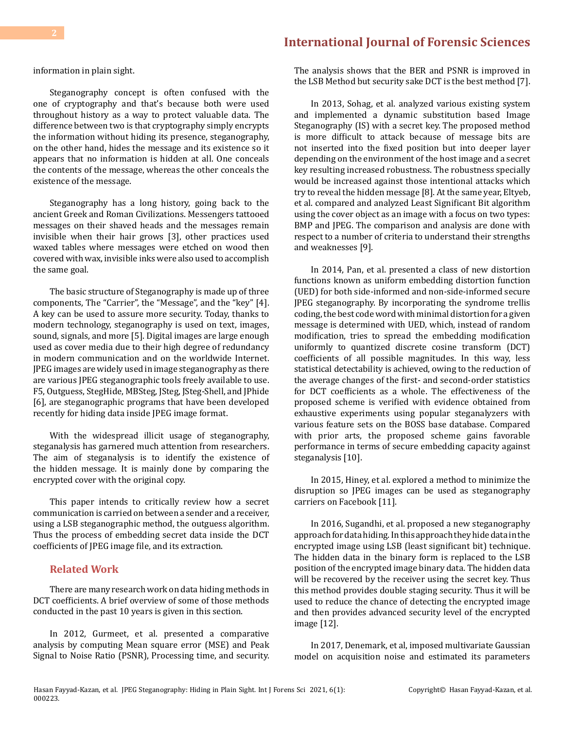information in plain sight.

Steganography concept is often confused with the one of cryptography and that's because both were used throughout history as a way to protect valuable data. The difference between two is that cryptography simply encrypts the information without hiding its presence, steganography, on the other hand, hides the message and its existence so it appears that no information is hidden at all. One conceals the contents of the message, whereas the other conceals the existence of the message.

Steganography has a long history, going back to the ancient Greek and Roman Civilizations. Messengers tattooed messages on their shaved heads and the messages remain invisible when their hair grows [3], other practices used waxed tables where messages were etched on wood then covered with wax, invisible inks were also used to accomplish the same goal.

The basic structure of Steganography is made up of three components, The "Carrier", the "Message", and the "key" [4]. A key can be used to assure more security. Today, thanks to modern technology, steganography is used on text, images, sound, signals, and more [5]. Digital images are large enough used as cover media due to their high degree of redundancy in modern communication and on the worldwide Internet. JPEG images are widely used in image steganography as there are various JPEG steganographic tools freely available to use. F5, Outguess, StegHide, MBSteg, JSteg, JSteg-Shell, and JPhide [6], are steganographic programs that have been developed recently for hiding data inside JPEG image format.

With the widespread illicit usage of steganography, steganalysis has garnered much attention from researchers. The aim of steganalysis is to identify the existence of the hidden message. It is mainly done by comparing the encrypted cover with the original copy.

This paper intends to critically review how a secret communication is carried on between a sender and a receiver, using a LSB steganographic method, the outguess algorithm. Thus the process of embedding secret data inside the DCT coefficients of JPEG image file, and its extraction.

## Related Work

There are many research work on data hiding methods in DCT coefficients. A brief overview of some of those methods conducted in the past 10 years is given in this section.

In 2012, Gurmeet, et al. presented a comparative analysis by computing Mean square error (MSE) and Peak Signal to Noise Ratio (PSNR), Processing time, and security. The analysis shows that the BER and PSNR is improved in the LSB Method but security sake DCT is the best method [7].

In 2013, Sohag, et al. analyzed various existing system and implemented a dynamic substitution based Image Steganography (IS) with a secret key. The proposed method is more difficult to attack because of message bits are not inserted into the fixed position but into deeper layer depending on the environment of the host image and a secret key resulting increased robustness. The robustness specially would be increased against those intentional attacks which try to reveal the hidden message [8]. At the same year, Eltyeb, et al. compared and analyzed Least Significant Bit algorithm using the cover object as an image with a focus on two types: BMP and JPEG. The comparison and analysis are done with respect to a number of criteria to understand their strengths and weaknesses [9].

In 2014, Pan, et al. presented a class of new distortion functions known as uniform embedding distortion function (UED) for both side-informed and non-side-informed secure JPEG steganography. By incorporating the syndrome trellis coding, the best code word with minimal distortion for a given message is determined with UED, which, instead of random modification, tries to spread the embedding modification uniformly to quantized discrete cosine transform (DCT) coefficients of all possible magnitudes. In this way, less statistical detectability is achieved, owing to the reduction of the average changes of the first- and second-order statistics for DCT coefficients as a whole. The effectiveness of the proposed scheme is verified with evidence obtained from exhaustive experiments using popular steganalyzers with various feature sets on the BOSS base database. Compared with prior arts, the proposed scheme gains favorable performance in terms of secure embedding capacity against steganalysis [10].

In 2015, Hiney, et al. explored a method to minimize the disruption so JPEG images can be used as steganography carriers on Facebook [11].

In 2016, Sugandhi, et al. proposed a new steganography approach for data hiding. In this approach they hide data in the encrypted image using LSB (least significant bit) technique. The hidden data in the binary form is replaced to the LSB position of the encrypted image binary data. The hidden data will be recovered by the receiver using the secret key. Thus this method provides double staging security. Thus it will be used to reduce the chance of detecting the encrypted image and then provides advanced security level of the encrypted image [12].

In 2017, Denemark, et al, imposed multivariate Gaussian model on acquisition noise and estimated its parameters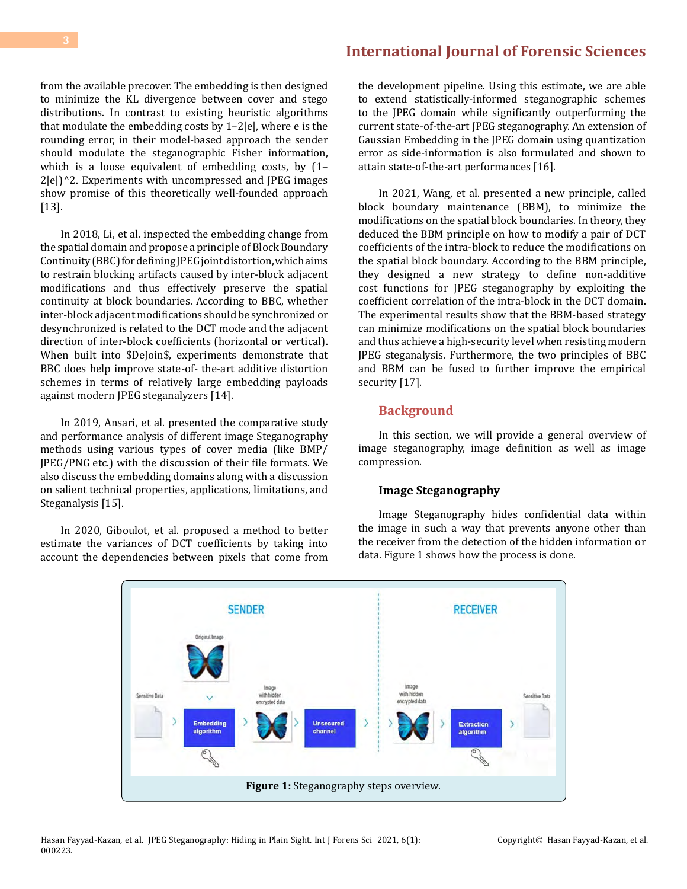from the available precover. The embedding is then designed to minimize the KL divergence between cover and stego distributions. In contrast to existing heuristic algorithms that modulate the embedding costs by 1–2|e|, where e is the rounding error, in their model-based approach the sender should modulate the steganographic Fisher information, which is a loose equivalent of embedding costs, by (1–2|e|)^2. Experiments with uncompressed and JPEG images show promise of this theoretically well-founded approach [13].

In 2018, Li, et al. inspected the embedding change from the spatial domain and propose a principle of Block Boundary Continuity (BBC) for defining JPEG joint distortion, which aims to restrain blocking artifacts caused by inter-block adjacent modifications and thus effectively preserve the spatial continuity at block boundaries. According to BBC, whether inter-block adjacent modifications should be synchronized or desynchronized is related to the DCT mode and the adjacent direction of inter-block coefficients (horizontal or vertical). When built into $DeJoin$, experiments demonstrate that BBC does help improve state-of- the-art additive distortion schemes in terms of relatively large embedding payloads against modern JPEG steganalyzers [14].

In 2019, Ansari, et al. presented the comparative study and performance analysis of different image Steganography methods using various types of cover media (like BMP/JPEG/PNG etc.) with the discussion of their file formats. We also discuss the embedding domains along with a discussion on salient technical properties, applications, limitations, and Steganalysis [15].

In 2020, Giboulot, et al. proposed a method to better estimate the variances of DCT coefficients by taking into account the dependencies between pixels that come from the development pipeline. Using this estimate, we are able to extend statistically-informed steganographic schemes to the JPEG domain while significantly outperforming the current state-of-the-art JPEG steganography. An extension of Gaussian Embedding in the JPEG domain using quantization error as side-information is also formulated and shown to attain state-of-the-art performances [16].

In 2021, Wang, et al. presented a new principle, called block boundary maintenance (BBM), to minimize the modifications on the spatial block boundaries. In theory, they deduced the BBM principle on how to modify a pair of DCT coefficients of the intra-block to reduce the modifications on the spatial block boundary. According to the BBM principle, they designed a new strategy to define non-additive cost functions for JPEG steganography by exploiting the coefficient correlation of the intra-block in the DCT domain. The experimental results show that the BBM-based strategy can minimize modifications on the spatial block boundaries and thus achieve a high-security level when resisting modern JPEG steganalysis. Furthermore, the two principles of BBC and BBM can be fused to further improve the empirical security [17].

## Background

In this section, we will provide a general overview of image steganography, image definition as well as image compression.

### Image Steganography

Image Steganography hides confidential data within the image in such a way that prevents anyone other than the receiver from the detection of the hidden information or data. Figure 1 shows how the process is done.

**Figure 1:** Steganography steps overview.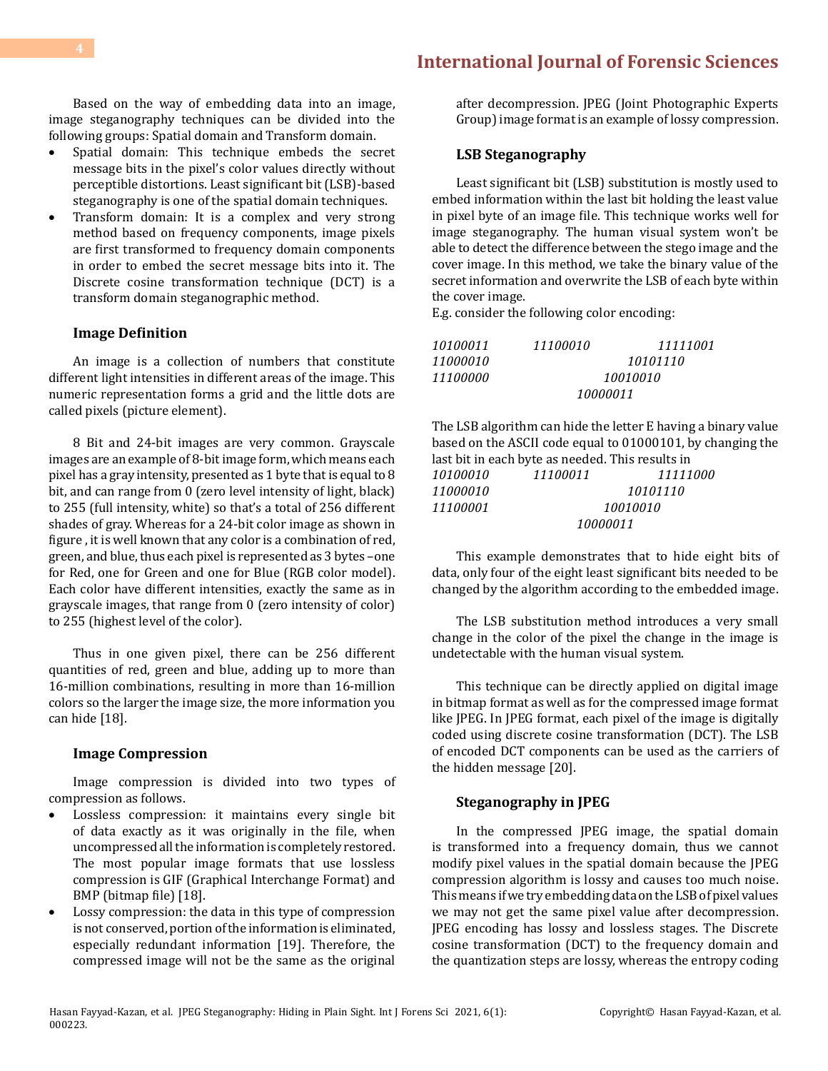Based on the way of embedding data into an image, image steganography techniques can be divided into the following groups: Spatial domain and Transform domain.

- Spatial domain: This technique embeds the secret message bits in the pixel's color values directly without perceptible distortions. Least significant bit (LSB)-based steganography is one of the spatial domain techniques.
- Transform domain: It is a complex and very strong method based on frequency components, image pixels are first transformed to frequency domain components in order to embed the secret message bits into it. The Discrete cosine transformation technique (DCT) is a transform domain steganographic method.

### Image Definition

An image is a collection of numbers that constitute different light intensities in different areas of the image. This numeric representation forms a grid and the little dots are called pixels (picture element).

8 Bit and 24-bit images are very common. Grayscale images are an example of 8-bit image form, which means each pixel has a gray intensity, presented as 1 byte that is equal to 8 bit, and can range from 0 (zero level intensity of light, black) to 255 (full intensity, white) so that's a total of 256 different shades of gray. Whereas for a 24-bit color image as shown in figure , it is well known that any color is a combination of red, green, and blue, thus each pixel is represented as 3 bytes –one for Red, one for Green and one for Blue (RGB color model). Each color have different intensities, exactly the same as in grayscale images, that range from 0 (zero intensity of color) to 255 (highest level of the color).

Thus in one given pixel, there can be 256 different quantities of red, green and blue, adding up to more than 16-million combinations, resulting in more than 16-million colors so the larger the image size, the more information you can hide [18].

### Image Compression

Image compression is divided into two types of compression as follows.

- Lossless compression: it maintains every single bit of data exactly as it was originally in the file, when uncompressed all the information is completely restored. The most popular image formats that use lossless compression is GIF (Graphical Interchange Format) and BMP (bitmap file) [18].
- Lossy compression: the data in this type of compression is not conserved, portion of the information is eliminated, especially redundant information [19]. Therefore, the compressed image will not be the same as the original after decompression. JPEG (Joint Photographic Experts Group) image format is an example of lossy compression.

### LSB Steganography

Least significant bit (LSB) substitution is mostly used to embed information within the last bit holding the least value in pixel byte of an image file. This technique works well for image steganography. The human visual system won't be able to detect the difference between the stego image and the cover image. In this method, we take the binary value of the secret information and overwrite the LSB of each byte within the cover image.

E.g. consider the following color encoding:

*10100011 11100010 11111001*
*11000010 10101110*
*11100000 10010010*
*10000011*

The LSB algorithm can hide the letter E having a binary value based on the ASCII code equal to 01000101, by changing the last bit in each byte as needed. This results in

*10100010 11100011 11111000*
*11000010 10101110*
*11100001 10010010*
*10000011*

This example demonstrates that to hide eight bits of data, only four of the eight least significant bits needed to be changed by the algorithm according to the embedded image.

The LSB substitution method introduces a very small change in the color of the pixel the change in the image is undetectable with the human visual system.

This technique can be directly applied on digital image in bitmap format as well as for the compressed image format like JPEG. In JPEG format, each pixel of the image is digitally coded using discrete cosine transformation (DCT). The LSB of encoded DCT components can be used as the carriers of the hidden message [20].

### Steganography in JPEG

In the compressed JPEG image, the spatial domain is transformed into a frequency domain, thus we cannot modify pixel values in the spatial domain because the JPEG compression algorithm is lossy and causes too much noise. This means if we try embedding data on the LSB of pixel values we may not get the same pixel value after decompression. JPEG encoding has lossy and lossless stages. The Discrete cosine transformation (DCT) to the frequency domain and the quantization steps are lossy, whereas the entropy coding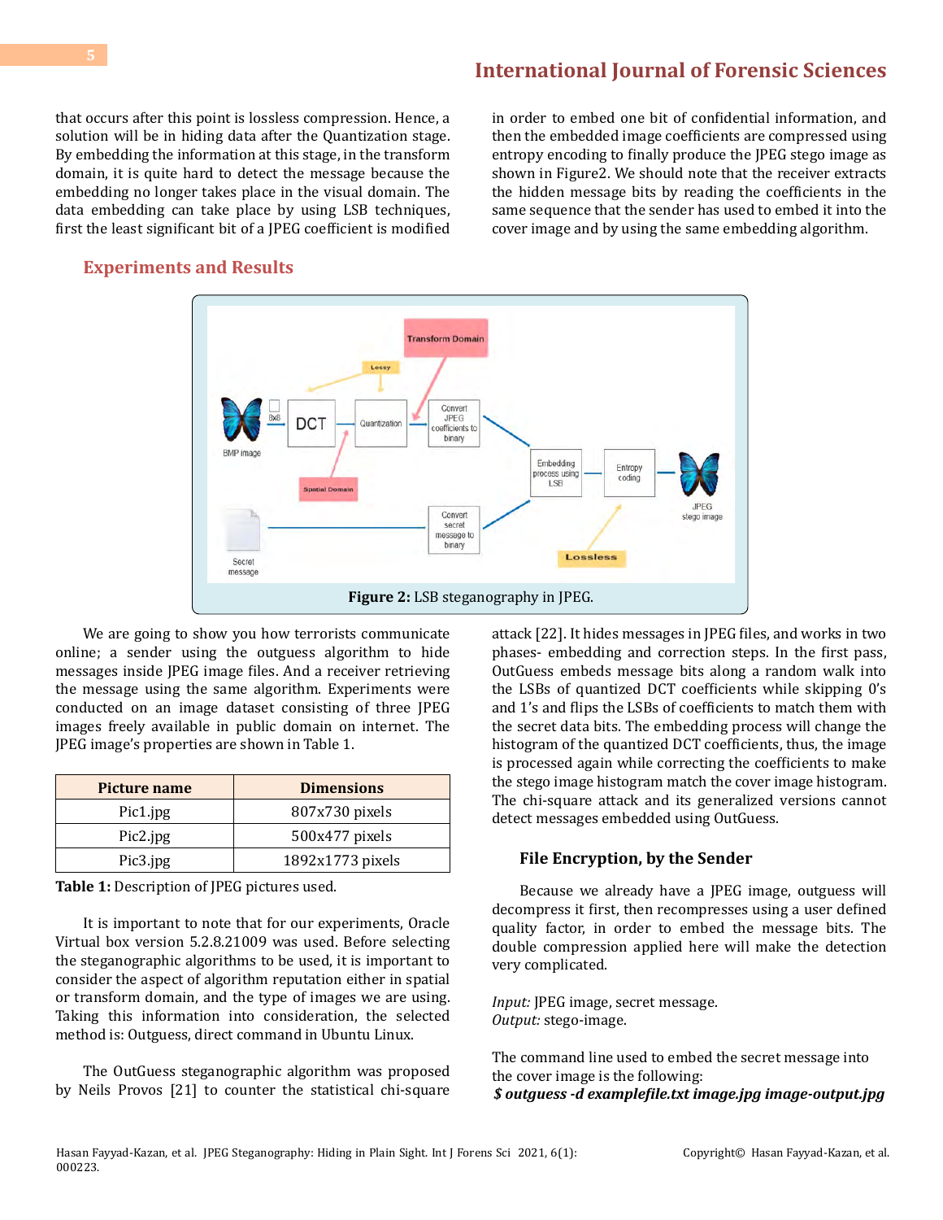that occurs after this point is lossless compression. Hence, a solution will be in hiding data after the Quantization stage. By embedding the information at this stage, in the transform domain, it is quite hard to detect the message because the embedding no longer takes place in the visual domain. The data embedding can take place by using LSB techniques, first the least significant bit of a JPEG coefficient is modified in order to embed one bit of confidential information, and then the embedded image coefficients are compressed using entropy encoding to finally produce the JPEG stego image as shown in Figure2. We should note that the receiver extracts the hidden message bits by reading the coefficients in the same sequence that the sender has used to embed it into the cover image and by using the same embedding algorithm.

## Experiments and Results

**Figure 2:** LSB steganography in JPEG.

We are going to show you how terrorists communicate online; a sender using the outguess algorithm to hide messages inside JPEG image files. And a receiver retrieving the message using the same algorithm. Experiments were conducted on an image dataset consisting of three JPEG images freely available in public domain on internet. The JPEG image's properties are shown in Table 1.

| Picture name | Dimensions |
|---|---|
| Pic1.jpg | 807x730 pixels |
| Pic2.jpg | 500x477 pixels |
| Pic3.jpg | 1892x1773 pixels |

**Table 1:** Description of JPEG pictures used.

It is important to note that for our experiments, Oracle Virtual box version 5.2.8.21009 was used. Before selecting the steganographic algorithms to be used, it is important to consider the aspect of algorithm reputation either in spatial or transform domain, and the type of images we are using. Taking this information into consideration, the selected method is: Outguess, direct command in Ubuntu Linux.

The OutGuess steganographic algorithm was proposed by Neils Provos [21] to counter the statistical chi-square attack [22]. It hides messages in JPEG files, and works in two phases- embedding and correction steps. In the first pass, OutGuess embeds message bits along a random walk into the LSBs of quantized DCT coefficients while skipping 0's and 1's and flips the LSBs of coefficients to match them with the secret data bits. The embedding process will change the histogram of the quantized DCT coefficients, thus, the image is processed again while correcting the coefficients to make the stego image histogram match the cover image histogram. The chi-square attack and its generalized versions cannot detect messages embedded using OutGuess.

### File Encryption, by the Sender

Because we already have a JPEG image, outguess will decompress it first, then recompresses using a user defined quality factor, in order to embed the message bits. The double compression applied here will make the detection very complicated.

*Input:* JPEG image, secret message.
*Output:* stego-image.

The command line used to embed the secret message into the cover image is the following:
***$ outguess -d examplefile.txt image.jpg image-output.jpg***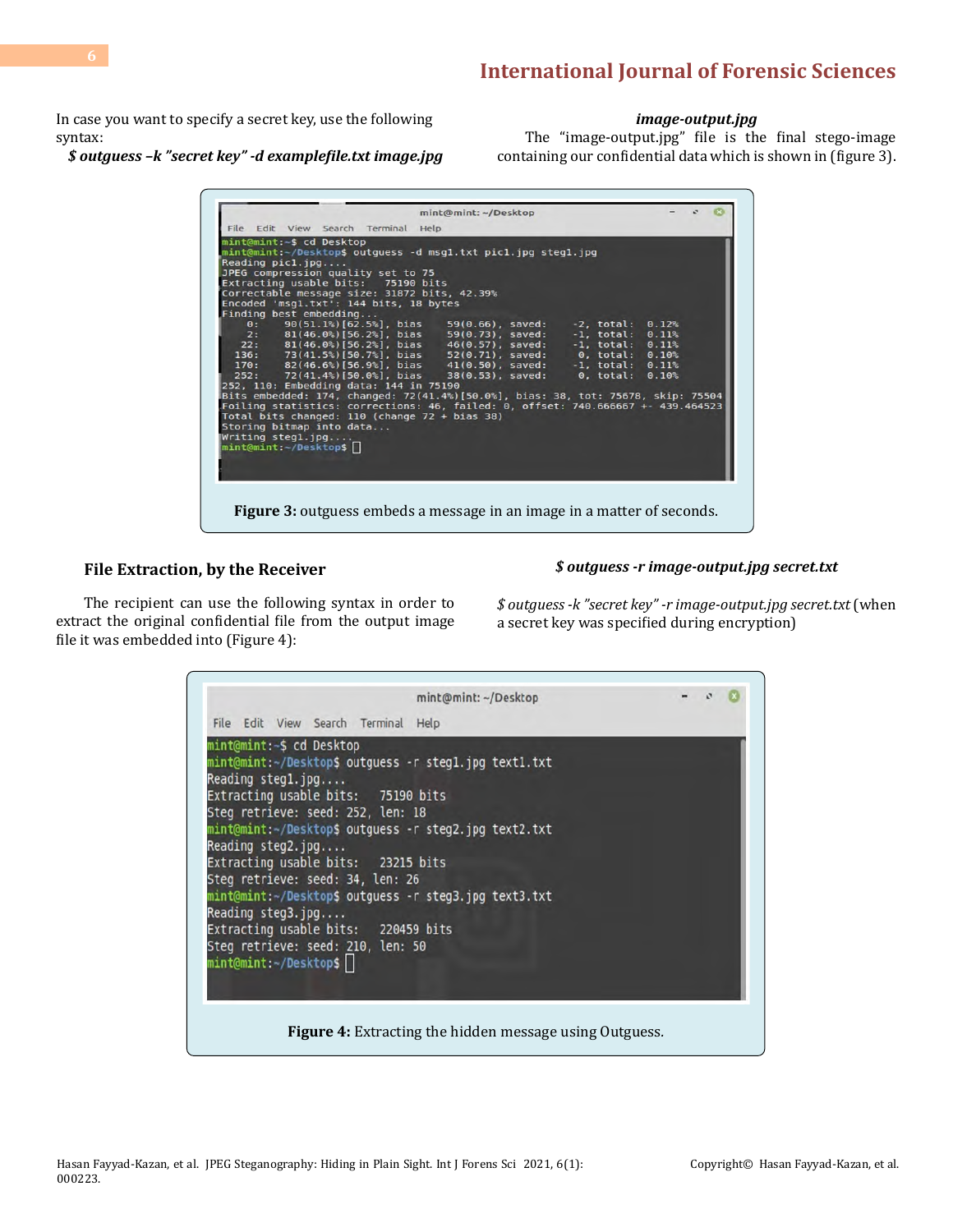In case you want to specify a secret key, use the following syntax:

***$ outguess –k "secret key" -d examplefile.txt image.jpg image-output.jpg***

The "image-output.jpg" file is the final stego-image containing our confidential data which is shown in (figure 3).

```
mint@mint:~$ cd Desktop
mint@mint:~/Desktop$ outguess -d msg1.txt pic1.jpg steg1.jpg
Reading pic1.jpg....
JPEG compression quality set to 75
Extracting usable bits:   75190 bits
Correctable message size: 31872 bits, 42.39%
Encoded 'msg1.txt': 144 bits, 18 bytes
Finding best embedding...
    0:    90(51.1%)[62.5%], bias    59(0.66), saved:    -2, total:  0.12%
    2:    81(46.0%)[56.2%], bias    59(0.73), saved:    -1, total:  0.11%
   22:    81(46.0%)[56.2%], bias    46(0.57), saved:    -1, total:  0.11%
  136:    73(41.5%)[50.7%], bias    52(0.71), saved:     0, total:  0.10%
  170:    82(46.6%)[56.9%], bias    41(0.50), saved:    -1, total:  0.11%
  252:    72(41.4%)[50.0%], bias    38(0.53), saved:     0, total:  0.10%
252, 110: Embedding data: 144 in 75190
Bits embedded: 174, changed: 72(41.4%)[50.0%], bias: 38, tot: 75678, skip: 75504
Foiling statistics: corrections: 46, failed: 0, offset: 740.666667 +- 439.464523
Total bits changed: 110 (change 72 + bias 38)
Storing bitmap into data...
Writing steg1.jpg....
mint@mint:~/Desktop$
```

**Figure 3:** outguess embeds a message in an image in a matter of seconds.

### File Extraction, by the Receiver

The recipient can use the following syntax in order to extract the original confidential file from the output image file it was embedded into (Figure 4):

***$ outguess -r image-output.jpg secret.txt***

*$ outguess -k "secret key" -r image-output.jpg secret.txt* (when a secret key was specified during encryption)

```
mint@mint:~$ cd Desktop
mint@mint:~/Desktop$ outguess -r steg1.jpg text1.txt
Reading steg1.jpg....
Extracting usable bits:   75190 bits
Steg retrieve: seed: 252, len: 18
mint@mint:~/Desktop$ outguess -r steg2.jpg text2.txt
Reading steg2.jpg....
Extracting usable bits:   23215 bits
Steg retrieve: seed: 34, len: 26
mint@mint:~/Desktop$ outguess -r steg3.jpg text3.txt
Reading steg3.jpg....
Extracting usable bits:   220459 bits
Steg retrieve: seed: 210, len: 50
mint@mint:~/Desktop$
```

**Figure 4:** Extracting the hidden message using Outguess.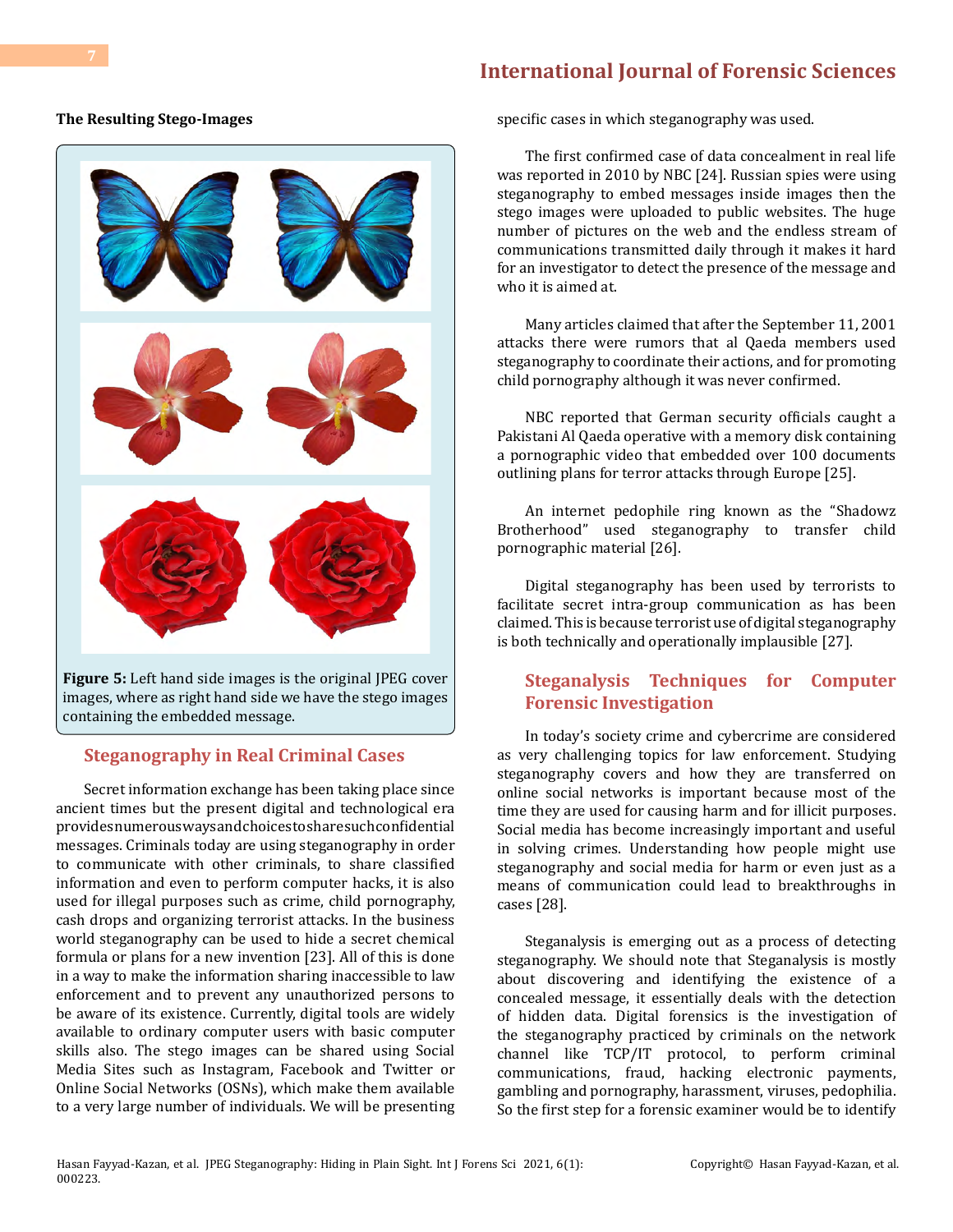### The Resulting Stego-Images

**Figure 5:** Left hand side images is the original JPEG cover images, where as right hand side we have the stego images containing the embedded message.

## Steganography in Real Criminal Cases

Secret information exchange has been taking place since ancient times but the present digital and technological era provides numerous ways and choices to share such confidential messages. Criminals today are using steganography in order to communicate with other criminals, to share classified information and even to perform computer hacks, it is also used for illegal purposes such as crime, child pornography, cash drops and organizing terrorist attacks. In the business world steganography can be used to hide a secret chemical formula or plans for a new invention [23]. All of this is done in a way to make the information sharing inaccessible to law enforcement and to prevent any unauthorized persons to be aware of its existence. Currently, digital tools are widely available to ordinary computer users with basic computer skills also. The stego images can be shared using Social Media Sites such as Instagram, Facebook and Twitter or Online Social Networks (OSNs), which make them available to a very large number of individuals. We will be presenting specific cases in which steganography was used.

The first confirmed case of data concealment in real life was reported in 2010 by NBC [24]. Russian spies were using steganography to embed messages inside images then the stego images were uploaded to public websites. The huge number of pictures on the web and the endless stream of communications transmitted daily through it makes it hard for an investigator to detect the presence of the message and who it is aimed at.

Many articles claimed that after the September 11, 2001 attacks there were rumors that al Qaeda members used steganography to coordinate their actions, and for promoting child pornography although it was never confirmed.

NBC reported that German security officials caught a Pakistani Al Qaeda operative with a memory disk containing a pornographic video that embedded over 100 documents outlining plans for terror attacks through Europe [25].

An internet pedophile ring known as the "Shadowz Brotherhood" used steganography to transfer child pornographic material [26].

Digital steganography has been used by terrorists to facilitate secret intra-group communication as has been claimed. This is because terrorist use of digital steganography is both technically and operationally implausible [27].

## Steganalysis Techniques for Computer Forensic Investigation

In today's society crime and cybercrime are considered as very challenging topics for law enforcement. Studying steganography covers and how they are transferred on online social networks is important because most of the time they are used for causing harm and for illicit purposes. Social media has become increasingly important and useful in solving crimes. Understanding how people might use steganography and social media for harm or even just as a means of communication could lead to breakthroughs in cases [28].

Steganalysis is emerging out as a process of detecting steganography. We should note that Steganalysis is mostly about discovering and identifying the existence of a concealed message, it essentially deals with the detection of hidden data. Digital forensics is the investigation of the steganography practiced by criminals on the network channel like TCP/IT protocol, to perform criminal communications, fraud, hacking electronic payments, gambling and pornography, harassment, viruses, pedophilia. So the first step for a forensic examiner would be to identify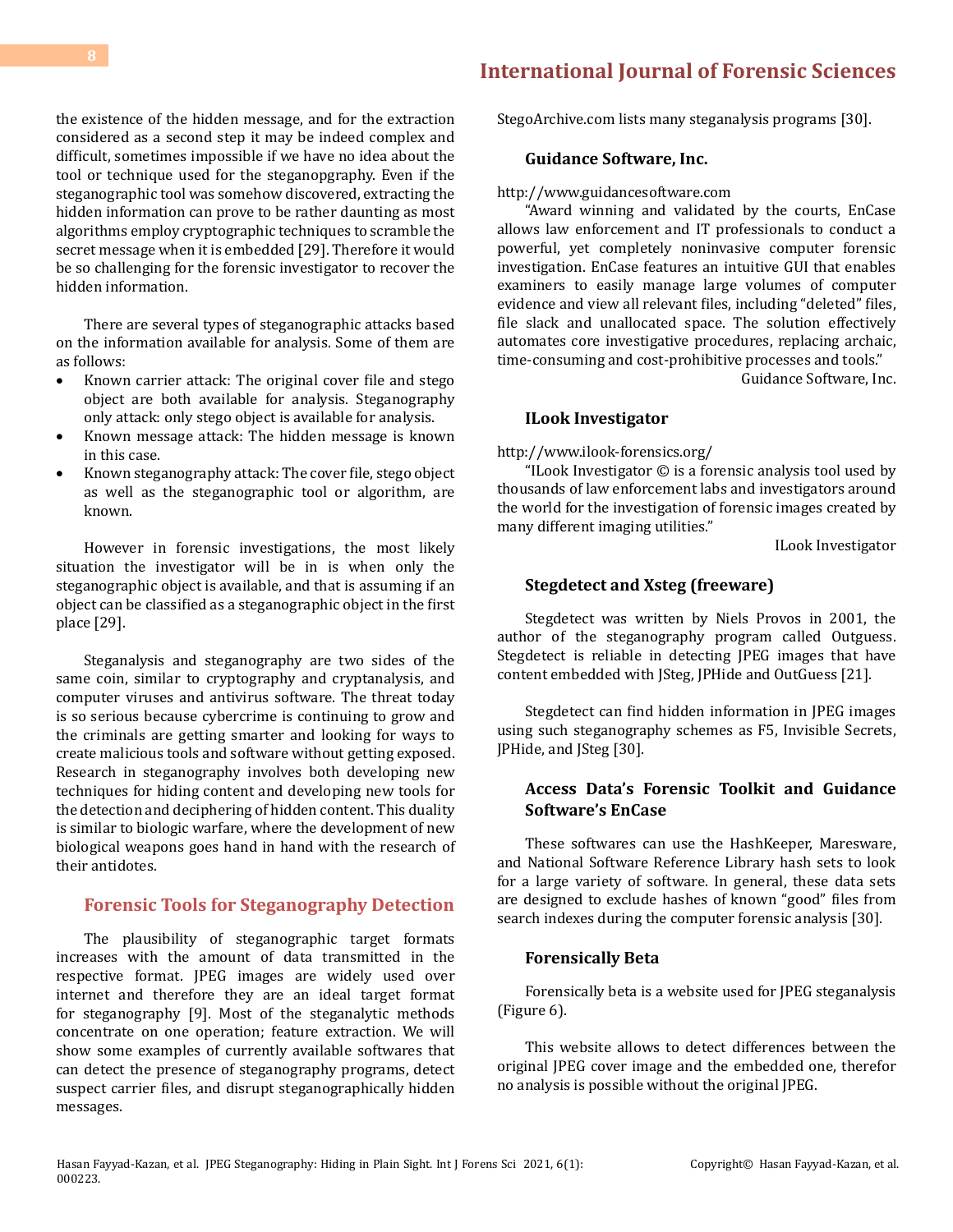the existence of the hidden message, and for the extraction considered as a second step it may be indeed complex and difficult, sometimes impossible if we have no idea about the tool or technique used for the steganopgraphy. Even if the steganographic tool was somehow discovered, extracting the hidden information can prove to be rather daunting as most algorithms employ cryptographic techniques to scramble the secret message when it is embedded [29]. Therefore it would be so challenging for the forensic investigator to recover the hidden information.

There are several types of steganographic attacks based on the information available for analysis. Some of them are as follows:

- Known carrier attack: The original cover file and stego object are both available for analysis. Steganography only attack: only stego object is available for analysis.
- Known message attack: The hidden message is known in this case.
- Known steganography attack: The cover file, stego object as well as the steganographic tool or algorithm, are known.

However in forensic investigations, the most likely situation the investigator will be in is when only the steganographic object is available, and that is assuming if an object can be classified as a steganographic object in the first place [29].

Steganalysis and steganography are two sides of the same coin, similar to cryptography and cryptanalysis, and computer viruses and antivirus software. The threat today is so serious because cybercrime is continuing to grow and the criminals are getting smarter and looking for ways to create malicious tools and software without getting exposed. Research in steganography involves both developing new techniques for hiding content and developing new tools for the detection and deciphering of hidden content. This duality is similar to biologic warfare, where the development of new biological weapons goes hand in hand with the research of their antidotes.

## Forensic Tools for Steganography Detection

The plausibility of steganographic target formats increases with the amount of data transmitted in the respective format. JPEG images are widely used over internet and therefore they are an ideal target format for steganography [9]. Most of the steganalytic methods concentrate on one operation; feature extraction. We will show some examples of currently available softwares that can detect the presence of steganography programs, detect suspect carrier files, and disrupt steganographically hidden messages.

StegoArchive.com lists many steganalysis programs [30].

### Guidance Software, Inc.

http://www.guidancesoftware.com

"Award winning and validated by the courts, EnCase allows law enforcement and IT professionals to conduct a powerful, yet completely noninvasive computer forensic investigation. EnCase features an intuitive GUI that enables examiners to easily manage large volumes of computer evidence and view all relevant files, including "deleted" files, file slack and unallocated space. The solution effectively automates core investigative procedures, replacing archaic, time-consuming and cost-prohibitive processes and tools."

Guidance Software, Inc.

### ILook Investigator

http://www.ilook-forensics.org/

"ILook Investigator © is a forensic analysis tool used by thousands of law enforcement labs and investigators around the world for the investigation of forensic images created by many different imaging utilities."

ILook Investigator

### Stegdetect and Xsteg (freeware)

Stegdetect was written by Niels Provos in 2001, the author of the steganography program called Outguess. Stegdetect is reliable in detecting JPEG images that have content embedded with JSteg, JPHide and OutGuess [21].

Stegdetect can find hidden information in JPEG images using such steganography schemes as F5, Invisible Secrets, JPHide, and JSteg [30].

### Access Data's Forensic Toolkit and Guidance Software's EnCase

These softwares can use the HashKeeper, Maresware, and National Software Reference Library hash sets to look for a large variety of software. In general, these data sets are designed to exclude hashes of known "good" files from search indexes during the computer forensic analysis [30].

### Forensically Beta

Forensically beta is a website used for JPEG steganalysis (Figure 6).

This website allows to detect differences between the original JPEG cover image and the embedded one, therefor no analysis is possible without the original JPEG.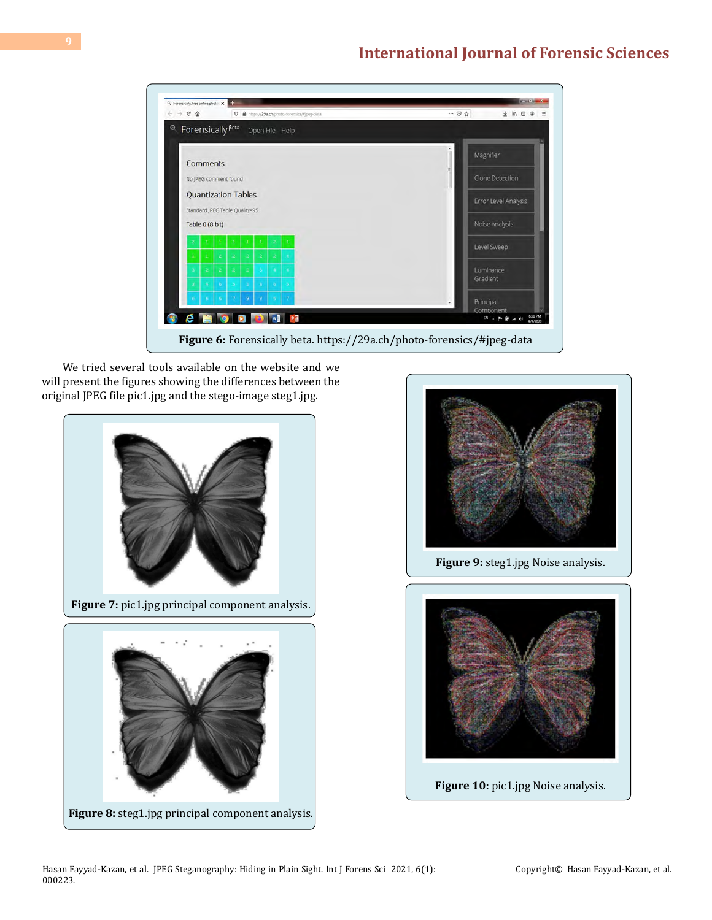Figure 6: Forensically beta. https://29a.ch/photo-forensics/#jpeg-data

We tried several tools available on the website and we will present the figures showing the differences between the original JPEG file pic1.jpg and the stego-image steg1.jpg.

**Figure 7:** pic1.jpg principal component analysis.

**Figure 8:** steg1.jpg principal component analysis.

**Figure 9:** steg1.jpg Noise analysis.

**Figure 10:** pic1.jpg Noise analysis.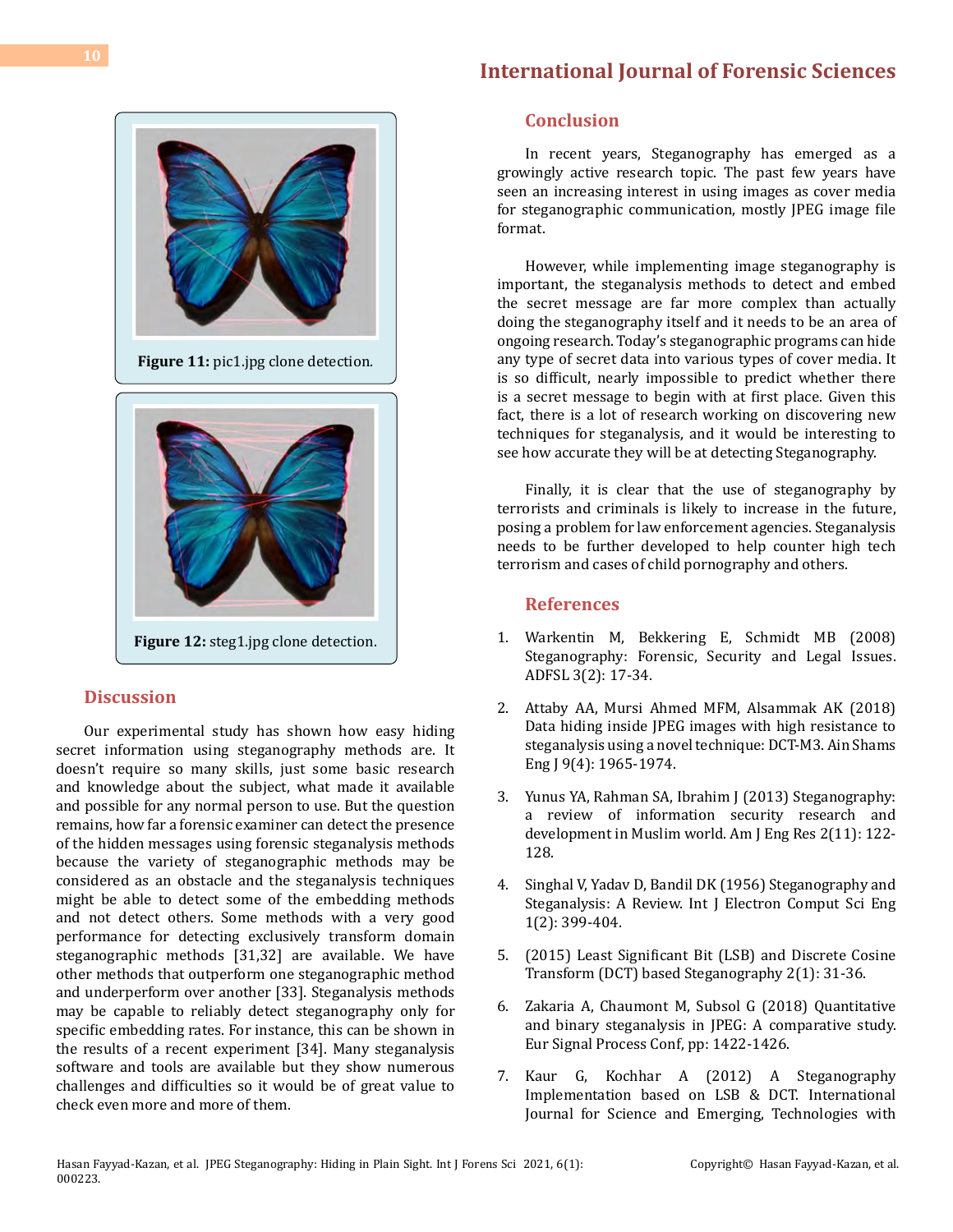Figure 11: pic1.jpg clone detection.

Figure 12: steg1.jpg clone detection.

## Discussion

Our experimental study has shown how easy hiding secret information using steganography methods are. It doesn't require so many skills, just some basic research and knowledge about the subject, what made it available and possible for any normal person to use. But the question remains, how far a forensic examiner can detect the presence of the hidden messages using forensic steganalysis methods because the variety of steganographic methods may be considered as an obstacle and the steganalysis techniques might be able to detect some of the embedding methods and not detect others. Some methods with a very good performance for detecting exclusively transform domain steganographic methods [31,32] are available. We have other methods that outperform one steganographic method and underperform over another [33]. Steganalysis methods may be capable to reliably detect steganography only for specific embedding rates. For instance, this can be shown in the results of a recent experiment [34]. Many steganalysis software and tools are available but they show numerous challenges and difficulties so it would be of great value to check even more and more of them.

## Conclusion

In recent years, Steganography has emerged as a growingly active research topic. The past few years have seen an increasing interest in using images as cover media for steganographic communication, mostly JPEG image file format.

However, while implementing image steganography is important, the steganalysis methods to detect and embed the secret message are far more complex than actually doing the steganography itself and it needs to be an area of ongoing research. Today's steganographic programs can hide any type of secret data into various types of cover media. It is so difficult, nearly impossible to predict whether there is a secret message to begin with at first place. Given this fact, there is a lot of research working on discovering new techniques for steganalysis, and it would be interesting to see how accurate they will be at detecting Steganography.

Finally, it is clear that the use of steganography by terrorists and criminals is likely to increase in the future, posing a problem for law enforcement agencies. Steganalysis needs to be further developed to help counter high tech terrorism and cases of child pornography and others.

## References

1. Warkentin M, Bekkering E, Schmidt MB (2008) Steganography: Forensic, Security and Legal Issues. ADFSL 3(2): 17-34.
2. Attaby AA, Mursi Ahmed MFM, Alsammak AK (2018) Data hiding inside JPEG images with high resistance to steganalysis using a novel technique: DCT-M3. Ain Shams Eng J 9(4): 1965-1974.
3. Yunus YA, Rahman SA, Ibrahim J (2013) Steganography: a review of information security research and development in Muslim world. Am J Eng Res 2(11): 122-128.
4. Singhal V, Yadav D, Bandil DK (1956) Steganography and Steganalysis: A Review. Int J Electron Comput Sci Eng 1(2): 399-404.
5. (2015) Least Significant Bit (LSB) and Discrete Cosine Transform (DCT) based Steganography 2(1): 31-36.
6. Zakaria A, Chaumont M, Subsol G (2018) Quantitative and binary steganalysis in JPEG: A comparative study. Eur Signal Process Conf, pp: 1422-1426.
7. Kaur G, Kochhar A (2012) A Steganography Implementation based on LSB & DCT. International Journal for Science and Emerging, Technologies with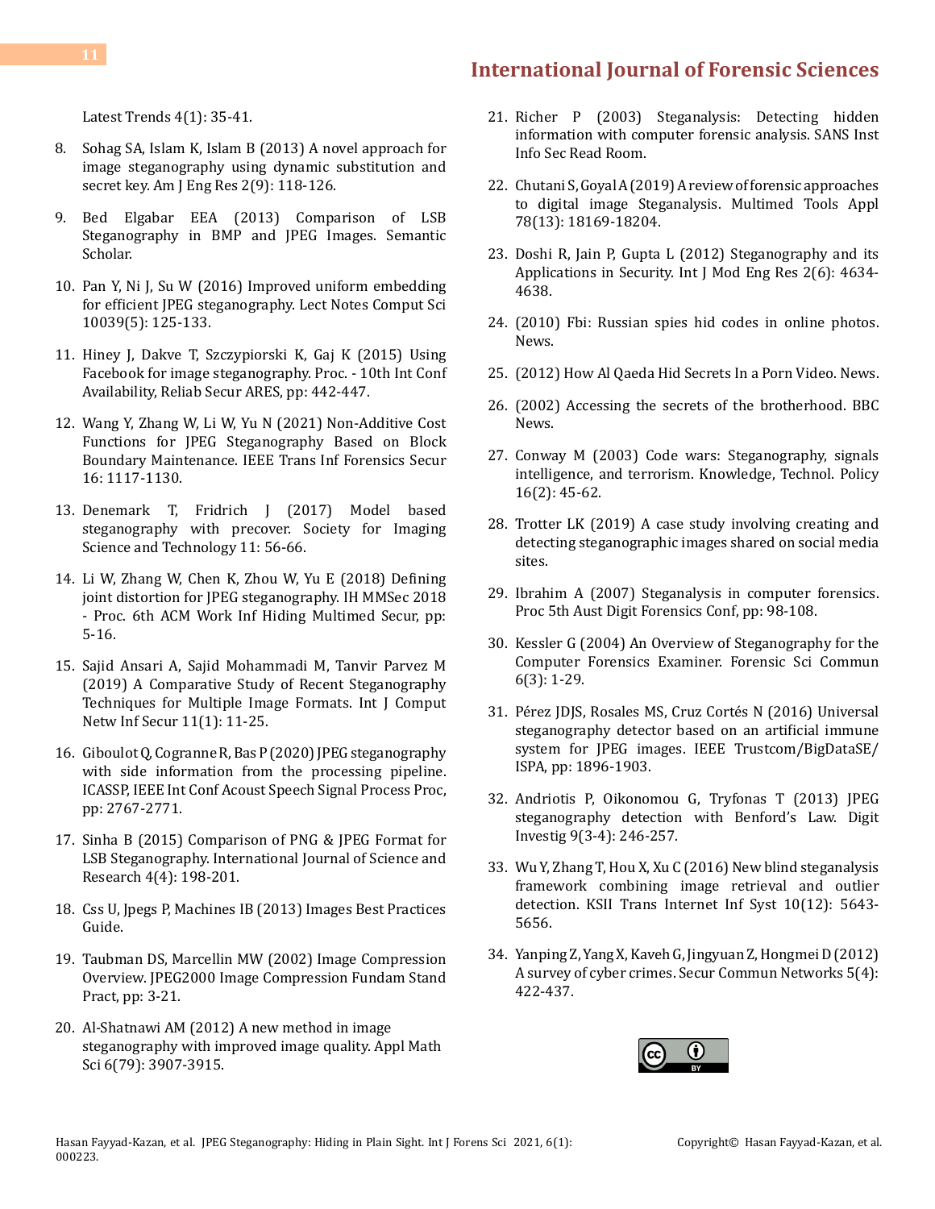Latest Trends 4(1): 35-41.

8. Sohag SA, Islam K, Islam B (2013) A novel approach for image steganography using dynamic substitution and secret key. Am J Eng Res 2(9): 118-126.

9. Bed Elgabar EEA (2013) Comparison of LSB Steganography in BMP and JPEG Images. Semantic Scholar.

10. Pan Y, Ni J, Su W (2016) Improved uniform embedding for efficient JPEG steganography. Lect Notes Comput Sci 10039(5): 125-133.

11. Hiney J, Dakve T, Szczypiorski K, Gaj K (2015) Using Facebook for image steganography. Proc. - 10th Int Conf Availability, Reliab Secur ARES, pp: 442-447.

12. Wang Y, Zhang W, Li W, Yu N (2021) Non-Additive Cost Functions for JPEG Steganography Based on Block Boundary Maintenance. IEEE Trans Inf Forensics Secur 16: 1117-1130.

13. Denemark T, Fridrich J (2017) Model based steganography with precover. Society for Imaging Science and Technology 11: 56-66.

14. Li W, Zhang W, Chen K, Zhou W, Yu E (2018) Defining joint distortion for JPEG steganography. IH MMSec 2018 - Proc. 6th ACM Work Inf Hiding Multimed Secur, pp: 5-16.

15. Sajid Ansari A, Sajid Mohammadi M, Tanvir Parvez M (2019) A Comparative Study of Recent Steganography Techniques for Multiple Image Formats. Int J Comput Netw Inf Secur 11(1): 11-25.

16. Giboulot Q, Cogranne R, Bas P (2020) JPEG steganography with side information from the processing pipeline. ICASSP, IEEE Int Conf Acoust Speech Signal Process Proc, pp: 2767-2771.

17. Sinha B (2015) Comparison of PNG & JPEG Format for LSB Steganography. International Journal of Science and Research 4(4): 198-201.

18. Css U, Jpegs P, Machines IB (2013) Images Best Practices Guide.

19. Taubman DS, Marcellin MW (2002) Image Compression Overview. JPEG2000 Image Compression Fundam Stand Pract, pp: 3-21.

20. Al-Shatnawi AM (2012) A new method in image steganography with improved image quality. Appl Math Sci 6(79): 3907-3915.

21. Richer P (2003) Steganalysis: Detecting hidden information with computer forensic analysis. SANS Inst Info Sec Read Room.

22. Chutani S, Goyal A (2019) A review of forensic approaches to digital image Steganalysis. Multimed Tools Appl 78(13): 18169-18204.

23. Doshi R, Jain P, Gupta L (2012) Steganography and its Applications in Security. Int J Mod Eng Res 2(6): 4634-4638.

24. (2010) Fbi: Russian spies hid codes in online photos. News.

25. (2012) How Al Qaeda Hid Secrets In a Porn Video. News.

26. (2002) Accessing the secrets of the brotherhood. BBC News.

27. Conway M (2003) Code wars: Steganography, signals intelligence, and terrorism. Knowledge, Technol. Policy 16(2): 45-62.

28. Trotter LK (2019) A case study involving creating and detecting steganographic images shared on social media sites.

29. Ibrahim A (2007) Steganalysis in computer forensics. Proc 5th Aust Digit Forensics Conf, pp: 98-108.

30. Kessler G (2004) An Overview of Steganography for the Computer Forensics Examiner. Forensic Sci Commun 6(3): 1-29.

31. Pérez JDJS, Rosales MS, Cruz Cortés N (2016) Universal steganography detector based on an artificial immune system for JPEG images. IEEE Trustcom/BigDataSE/ISPA, pp: 1896-1903.

32. Andriotis P, Oikonomou G, Tryfonas T (2013) JPEG steganography detection with Benford's Law. Digit Investig 9(3-4): 246-257.

33. Wu Y, Zhang T, Hou X, Xu C (2016) New blind steganalysis framework combining image retrieval and outlier detection. KSII Trans Internet Inf Syst 10(12): 5643-5656.

34. Yanping Z, Yang X, Kaveh G, Jingyuan Z, Hongmei D (2012) A survey of cyber crimes. Secur Commun Networks 5(4): 422-437.